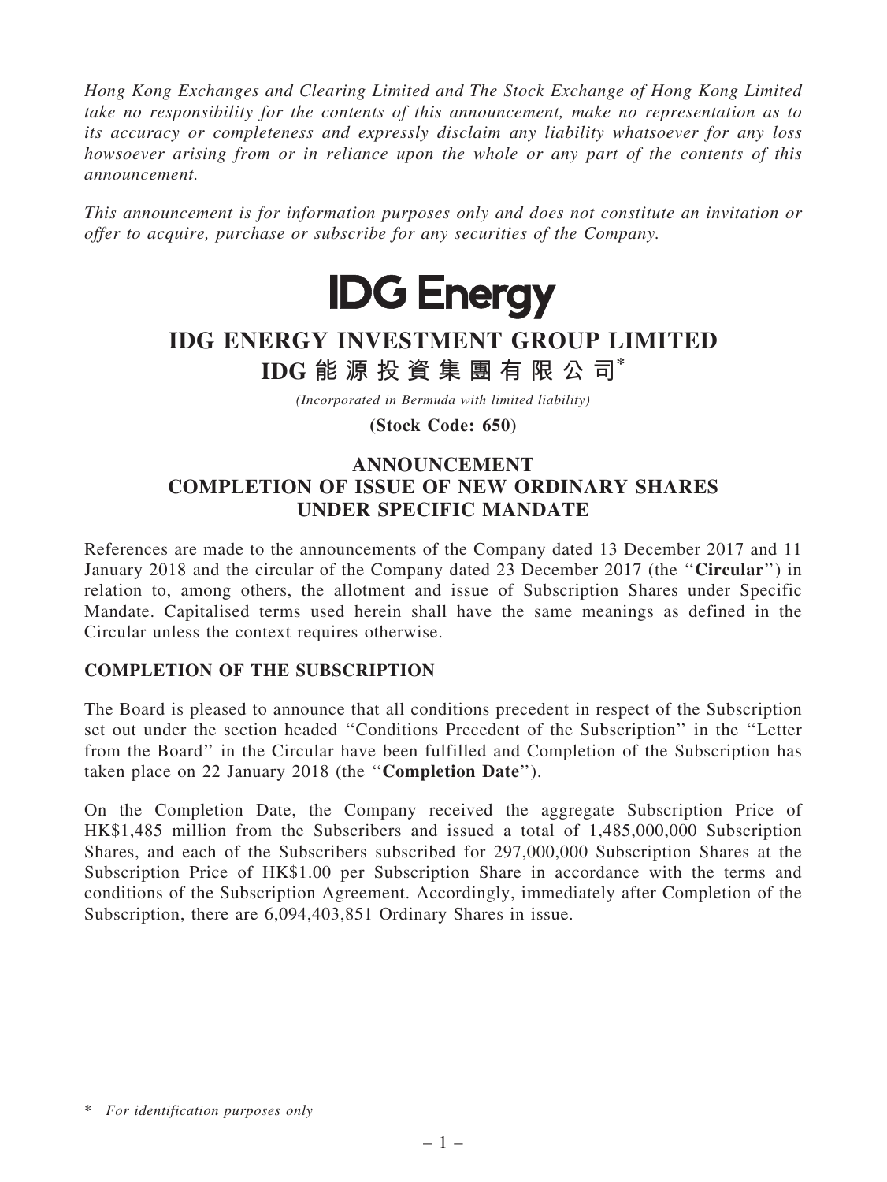*Hong Kong Exchanges and Clearing Limited and The Stock Exchange of Hong Kong Limited take no responsibility for the contents of this announcement, make no representation as to its accuracy or completeness and expressly disclaim any liability whatsoever for any loss howsoever arising from or in reliance upon the whole or any part of the contents of this announcement.*

*This announcement is for information purposes only and does not constitute an invitation or offer to acquire, purchase or subscribe for any securities of the Company.*

**IDG Energy**

# IDG ENERGY INVESTMENT GROUP LIMITED
# IDG 能源投資集團有限公司*

*(Incorporated in Bermuda with limited liability)*

**(Stock Code: 650)**

## ANNOUNCEMENT
## COMPLETION OF ISSUE OF NEW ORDINARY SHARES UNDER SPECIFIC MANDATE

References are made to the announcements of the Company dated 13 December 2017 and 11 January 2018 and the circular of the Company dated 23 December 2017 (the "**Circular**") in relation to, among others, the allotment and issue of Subscription Shares under Specific Mandate. Capitalised terms used herein shall have the same meanings as defined in the Circular unless the context requires otherwise.

**COMPLETION OF THE SUBSCRIPTION**

The Board is pleased to announce that all conditions precedent in respect of the Subscription set out under the section headed "Conditions Precedent of the Subscription" in the "Letter from the Board" in the Circular have been fulfilled and Completion of the Subscription has taken place on 22 January 2018 (the "**Completion Date**").

On the Completion Date, the Company received the aggregate Subscription Price of HK$1,485 million from the Subscribers and issued a total of 1,485,000,000 Subscription Shares, and each of the Subscribers subscribed for 297,000,000 Subscription Shares at the Subscription Price of HK$1.00 per Subscription Share in accordance with the terms and conditions of the Subscription Agreement. Accordingly, immediately after Completion of the Subscription, there are 6,094,403,851 Ordinary Shares in issue.

\* *For identification purposes only*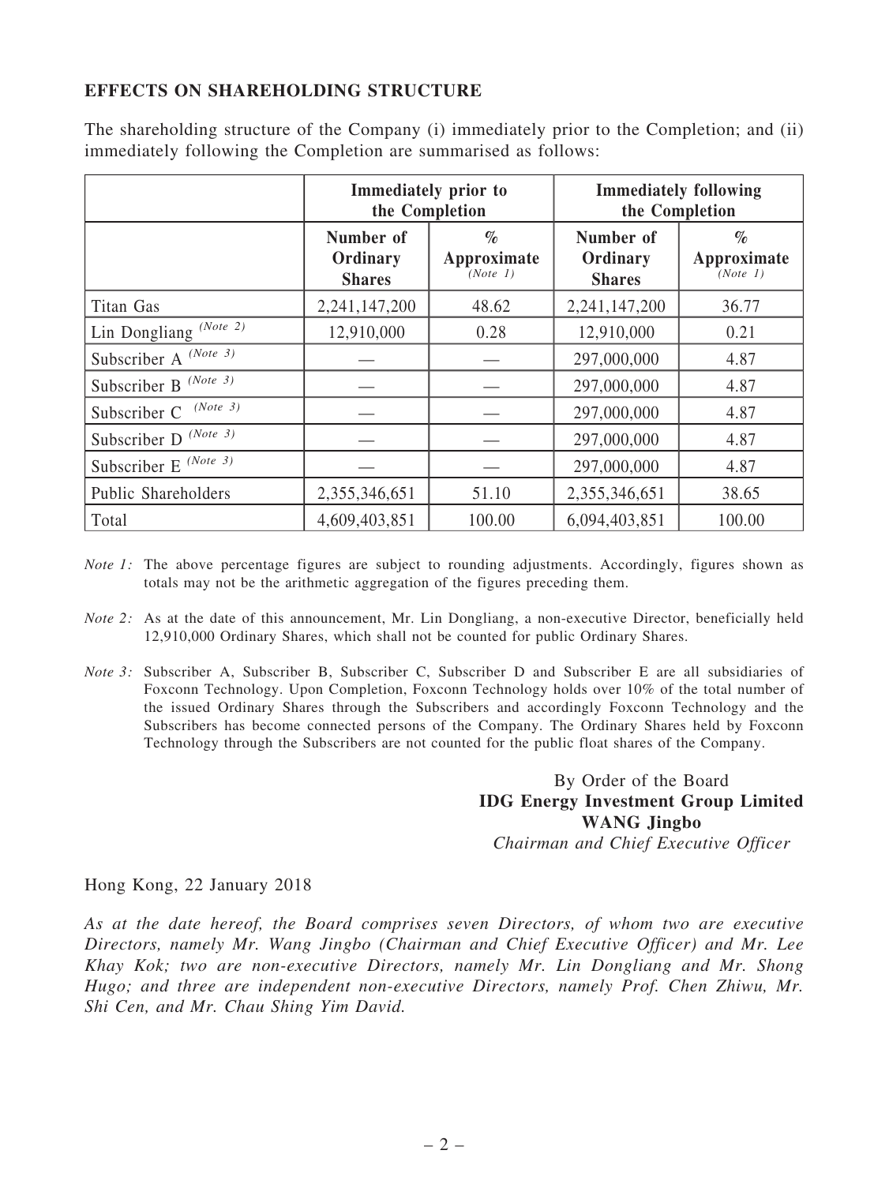**EFFECTS ON SHAREHOLDING STRUCTURE**

The shareholding structure of the Company (i) immediately prior to the Completion; and (ii) immediately following the Completion are summarised as follows:

| | Immediately prior to the Completion | | Immediately following the Completion | |
|---|---|---|---|---|
| | Number of Ordinary Shares | % Approximate (Note 1) | Number of Ordinary Shares | % Approximate (Note 1) |
| Titan Gas | 2,241,147,200 | 48.62 | 2,241,147,200 | 36.77 |
| Lin Dongliang (Note 2) | 12,910,000 | 0.28 | 12,910,000 | 0.21 |
| Subscriber A (Note 3) | — | — | 297,000,000 | 4.87 |
| Subscriber B (Note 3) | — | — | 297,000,000 | 4.87 |
| Subscriber C (Note 3) | — | — | 297,000,000 | 4.87 |
| Subscriber D (Note 3) | — | — | 297,000,000 | 4.87 |
| Subscriber E (Note 3) | — | — | 297,000,000 | 4.87 |
| Public Shareholders | 2,355,346,651 | 51.10 | 2,355,346,651 | 38.65 |
| Total | 4,609,403,851 | 100.00 | 6,094,403,851 | 100.00 |

*Note 1:* The above percentage figures are subject to rounding adjustments. Accordingly, figures shown as totals may not be the arithmetic aggregation of the figures preceding them.

*Note 2:* As at the date of this announcement, Mr. Lin Dongliang, a non-executive Director, beneficially held 12,910,000 Ordinary Shares, which shall not be counted for public Ordinary Shares.

*Note 3:* Subscriber A, Subscriber B, Subscriber C, Subscriber D and Subscriber E are all subsidiaries of Foxconn Technology. Upon Completion, Foxconn Technology holds over 10% of the total number of the issued Ordinary Shares through the Subscribers and accordingly Foxconn Technology and the Subscribers has become connected persons of the Company. The Ordinary Shares held by Foxconn Technology through the Subscribers are not counted for the public float shares of the Company.

By Order of the Board
**IDG Energy Investment Group Limited**
**WANG Jingbo**
*Chairman and Chief Executive Officer*

Hong Kong, 22 January 2018

*As at the date hereof, the Board comprises seven Directors, of whom two are executive Directors, namely Mr. Wang Jingbo (Chairman and Chief Executive Officer) and Mr. Lee Khay Kok; two are non-executive Directors, namely Mr. Lin Dongliang and Mr. Shong Hugo; and three are independent non-executive Directors, namely Prof. Chen Zhiwu, Mr. Shi Cen, and Mr. Chau Shing Yim David.*